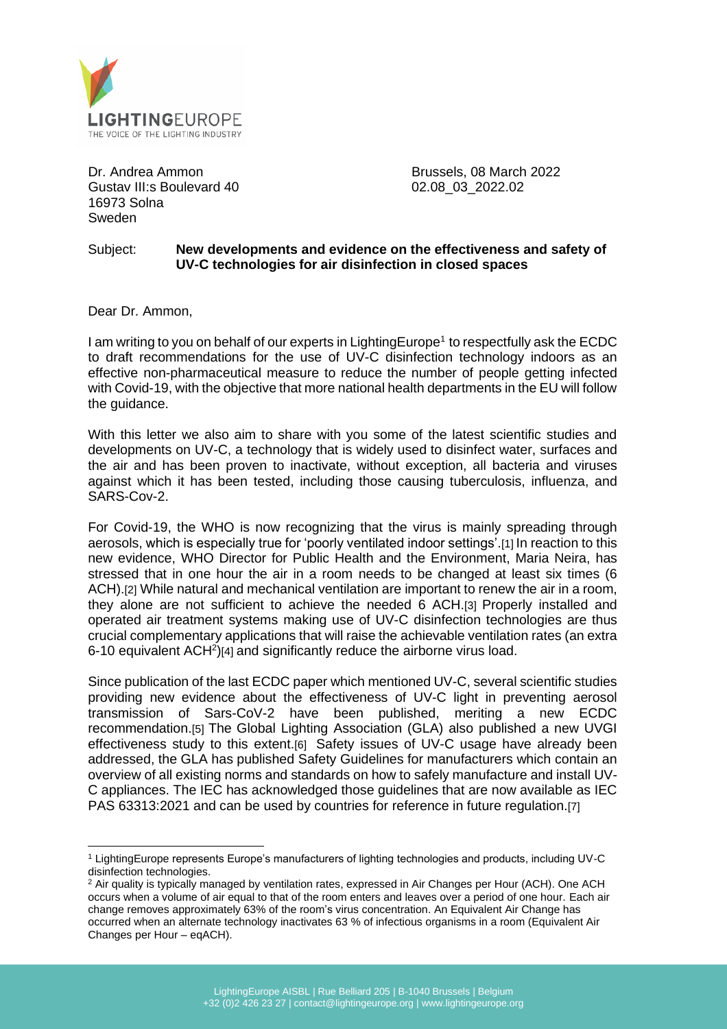LIGHTINGEUROPE
THE VOICE OF THE LIGHTING INDUSTRY

Dr. Andrea Ammon
Gustav III:s Boulevard 40
16973 Solna
Sweden

Brussels, 08 March 2022
02.08_03_2022.02

Subject: **New developments and evidence on the effectiveness and safety of UV-C technologies for air disinfection in closed spaces**

Dear Dr. Ammon,

I am writing to you on behalf of our experts in LightingEurope[1] to respectfully ask the ECDC to draft recommendations for the use of UV-C disinfection technology indoors as an effective non-pharmaceutical measure to reduce the number of people getting infected with Covid-19, with the objective that more national health departments in the EU will follow the guidance.

With this letter we also aim to share with you some of the latest scientific studies and developments on UV-C, a technology that is widely used to disinfect water, surfaces and the air and has been proven to inactivate, without exception, all bacteria and viruses against which it has been tested, including those causing tuberculosis, influenza, and SARS-Cov-2.

For Covid-19, the WHO is now recognizing that the virus is mainly spreading through aerosols, which is especially true for 'poorly ventilated indoor settings'.[1] In reaction to this new evidence, WHO Director for Public Health and the Environment, Maria Neira, has stressed that in one hour the air in a room needs to be changed at least six times (6 ACH).[2] While natural and mechanical ventilation are important to renew the air in a room, they alone are not sufficient to achieve the needed 6 ACH.[3] Properly installed and operated air treatment systems making use of UV-C disinfection technologies are thus crucial complementary applications that will raise the achievable ventilation rates (an extra 6-10 equivalent ACH[2])[4] and significantly reduce the airborne virus load.

Since publication of the last ECDC paper which mentioned UV-C, several scientific studies providing new evidence about the effectiveness of UV-C light in preventing aerosol transmission of Sars-CoV-2 have been published, meriting a new ECDC recommendation.[5] The Global Lighting Association (GLA) also published a new UVGI effectiveness study to this extent.[6] Safety issues of UV-C usage have already been addressed, the GLA has published Safety Guidelines for manufacturers which contain an overview of all existing norms and standards on how to safely manufacture and install UV-C appliances. The IEC has acknowledged those guidelines that are now available as IEC PAS 63313:2021 and can be used by countries for reference in future regulation.[7]

---

[1] LightingEurope represents Europe's manufacturers of lighting technologies and products, including UV-C disinfection technologies.

[2] Air quality is typically managed by ventilation rates, expressed in Air Changes per Hour (ACH). One ACH occurs when a volume of air equal to that of the room enters and leaves over a period of one hour. Each air change removes approximately 63% of the room's virus concentration. An Equivalent Air Change has occurred when an alternate technology inactivates 63 % of infectious organisms in a room (Equivalent Air Changes per Hour – eqACH).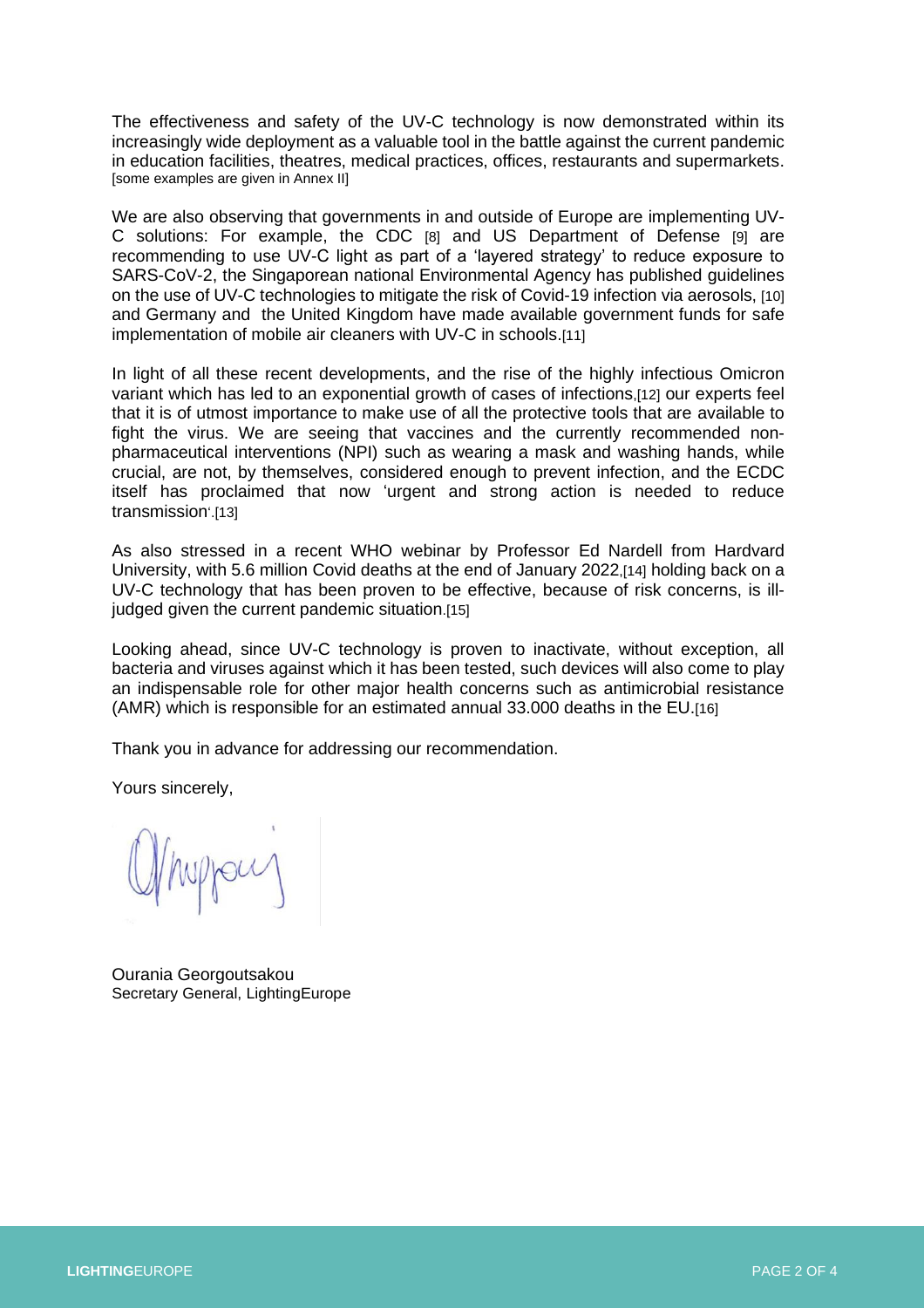The effectiveness and safety of the UV-C technology is now demonstrated within its increasingly wide deployment as a valuable tool in the battle against the current pandemic in education facilities, theatres, medical practices, offices, restaurants and supermarkets. [some examples are given in Annex II]

We are also observing that governments in and outside of Europe are implementing UV-C solutions: For example, the CDC [8] and US Department of Defense [9] are recommending to use UV-C light as part of a 'layered strategy' to reduce exposure to SARS-CoV-2, the Singaporean national Environmental Agency has published guidelines on the use of UV-C technologies to mitigate the risk of Covid-19 infection via aerosols, [10] and Germany and the United Kingdom have made available government funds for safe implementation of mobile air cleaners with UV-C in schools.[11]

In light of all these recent developments, and the rise of the highly infectious Omicron variant which has led to an exponential growth of cases of infections,[12] our experts feel that it is of utmost importance to make use of all the protective tools that are available to fight the virus. We are seeing that vaccines and the currently recommended non-pharmaceutical interventions (NPI) such as wearing a mask and washing hands, while crucial, are not, by themselves, considered enough to prevent infection, and the ECDC itself has proclaimed that now 'urgent and strong action is needed to reduce transmission'.[13]

As also stressed in a recent WHO webinar by Professor Ed Nardell from Hardvard University, with 5.6 million Covid deaths at the end of January 2022,[14] holding back on a UV-C technology that has been proven to be effective, because of risk concerns, is ill-judged given the current pandemic situation.[15]

Looking ahead, since UV-C technology is proven to inactivate, without exception, all bacteria and viruses against which it has been tested, such devices will also come to play an indispensable role for other major health concerns such as antimicrobial resistance (AMR) which is responsible for an estimated annual 33.000 deaths in the EU.[16]

Thank you in advance for addressing our recommendation.

Yours sincerely,

Ourania Georgoutsakou
Secretary General, LightingEurope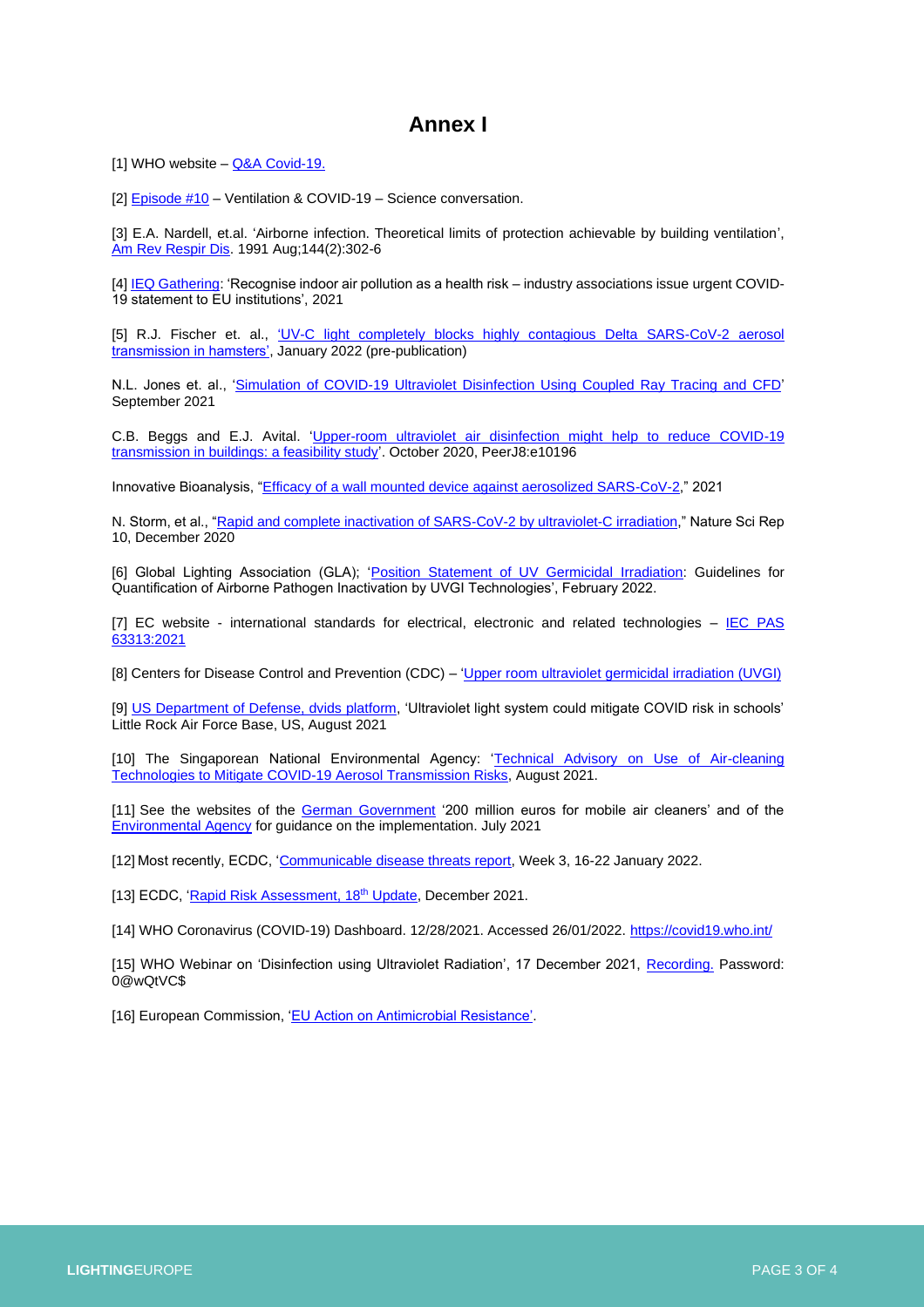# Annex I

[1] WHO website – Q&A Covid-19.

[2] Episode #10 – Ventilation & COVID-19 – Science conversation.

[3] E.A. Nardell, et.al. 'Airborne infection. Theoretical limits of protection achievable by building ventilation', Am Rev Respir Dis. 1991 Aug;144(2):302-6

[4] IEQ Gathering: 'Recognise indoor air pollution as a health risk – industry associations issue urgent COVID-19 statement to EU institutions', 2021

[5] R.J. Fischer et. al., 'UV-C light completely blocks highly contagious Delta SARS-CoV-2 aerosol transmission in hamsters', January 2022 (pre-publication)

N.L. Jones et. al., 'Simulation of COVID-19 Ultraviolet Disinfection Using Coupled Ray Tracing and CFD' September 2021

C.B. Beggs and E.J. Avital. 'Upper-room ultraviolet air disinfection might help to reduce COVID-19 transmission in buildings: a feasibility study'. October 2020, PeerJ8:e10196

Innovative Bioanalysis, "Efficacy of a wall mounted device against aerosolized SARS-CoV-2," 2021

N. Storm, et al., "Rapid and complete inactivation of SARS-CoV-2 by ultraviolet-C irradiation," Nature Sci Rep 10, December 2020

[6] Global Lighting Association (GLA); 'Position Statement of UV Germicidal Irradiation: Guidelines for Quantification of Airborne Pathogen Inactivation by UVGI Technologies', February 2022.

[7] EC website - international standards for electrical, electronic and related technologies – IEC PAS 63313:2021

[8] Centers for Disease Control and Prevention (CDC) – 'Upper room ultraviolet germicidal irradiation (UVGI)

[9] US Department of Defense, dvids platform, 'Ultraviolet light system could mitigate COVID risk in schools' Little Rock Air Force Base, US, August 2021

[10] The Singaporean National Environmental Agency: 'Technical Advisory on Use of Air-cleaning Technologies to Mitigate COVID-19 Aerosol Transmission Risks, August 2021.

[11] See the websites of the German Government '200 million euros for mobile air cleaners' and of the Environmental Agency for guidance on the implementation. July 2021

[12] Most recently, ECDC, 'Communicable disease threats report, Week 3, 16-22 January 2022.

[13] ECDC, 'Rapid Risk Assessment, 18th Update, December 2021.

[14] WHO Coronavirus (COVID-19) Dashboard. 12/28/2021. Accessed 26/01/2022. https://covid19.who.int/

[15] WHO Webinar on 'Disinfection using Ultraviolet Radiation', 17 December 2021, Recording. Password: 0@wQtVC$

[16] European Commission, 'EU Action on Antimicrobial Resistance'.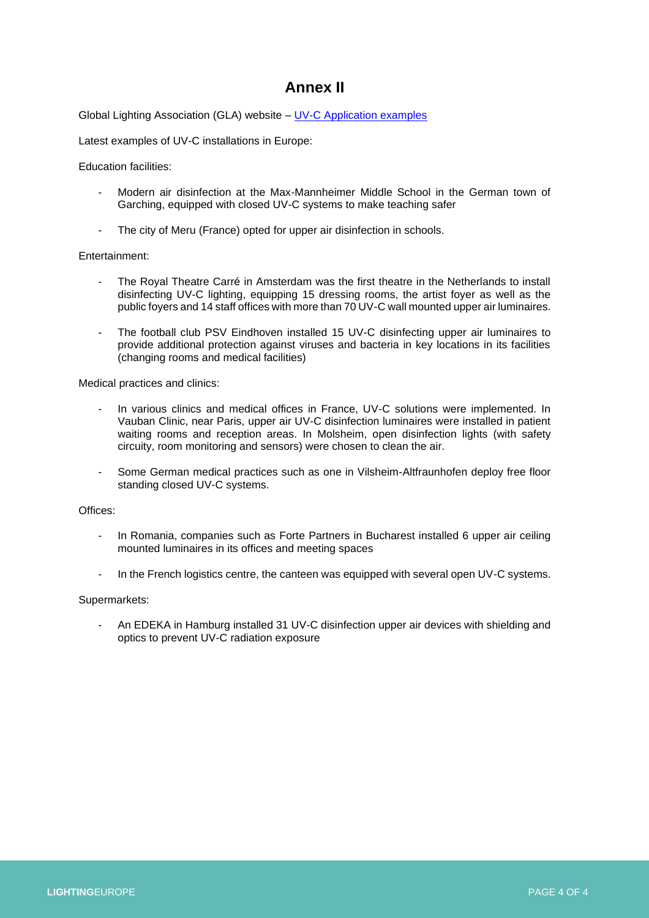# Annex II

Global Lighting Association (GLA) website – [UV-C Application examples]

Latest examples of UV-C installations in Europe:

Education facilities:

- Modern air disinfection at the Max-Mannheimer Middle School in the German town of Garching, equipped with closed UV-C systems to make teaching safer
- The city of Meru (France) opted for upper air disinfection in schools.

Entertainment:

- The Royal Theatre Carré in Amsterdam was the first theatre in the Netherlands to install disinfecting UV-C lighting, equipping 15 dressing rooms, the artist foyer as well as the public foyers and 14 staff offices with more than 70 UV-C wall mounted upper air luminaires.
- The football club PSV Eindhoven installed 15 UV-C disinfecting upper air luminaires to provide additional protection against viruses and bacteria in key locations in its facilities (changing rooms and medical facilities)

Medical practices and clinics:

- In various clinics and medical offices in France, UV-C solutions were implemented. In Vauban Clinic, near Paris, upper air UV-C disinfection luminaires were installed in patient waiting rooms and reception areas. In Molsheim, open disinfection lights (with safety circuity, room monitoring and sensors) were chosen to clean the air.
- Some German medical practices such as one in Vilsheim-Altfraunhofen deploy free floor standing closed UV-C systems.

Offices:

- In Romania, companies such as Forte Partners in Bucharest installed 6 upper air ceiling mounted luminaires in its offices and meeting spaces
- In the French logistics centre, the canteen was equipped with several open UV-C systems.

Supermarkets:

- An EDEKA in Hamburg installed 31 UV-C disinfection upper air devices with shielding and optics to prevent UV-C radiation exposure